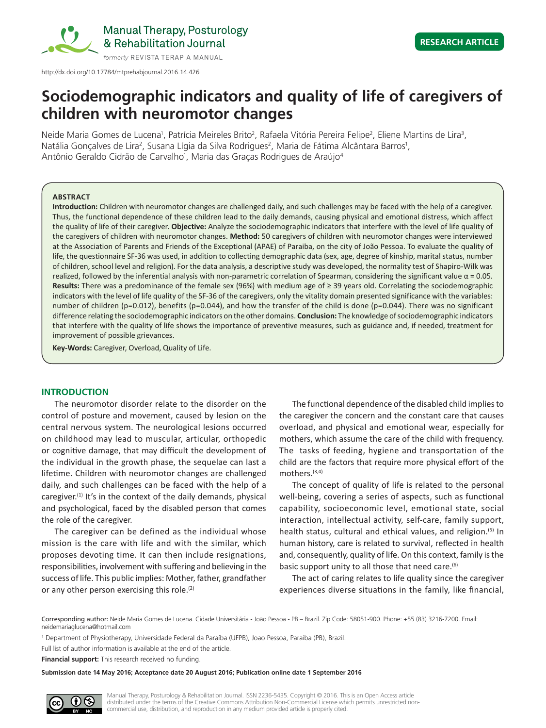RESEARCH ARTICLE

http://dx.doi.org/10.17784/mtprehabjournal.2016.14.426

# Sociodemographic indicators and quality of life of caregivers of children with neuromotor changes

Neide Maria Gomes de Lucena[1], Patrícia Meireles Brito[2], Rafaela Vitória Pereira Felipe[2], Eliene Martins de Lira[3], Natália Gonçalves de Lira[2], Susana Lígia da Silva Rodrigues[2], Maria de Fátima Alcântara Barros[1], Antônio Geraldo Cidrão de Carvalho[1], Maria das Graças Rodrigues de Araújo[4]

### ABSTRACT

**Introduction:** Children with neuromotor changes are challenged daily, and such challenges may be faced with the help of a caregiver. Thus, the functional dependence of these children lead to the daily demands, causing physical and emotional distress, which affect the quality of life of their caregiver. **Objective:** Analyze the sociodemographic indicators that interfere with the level of life quality of the caregivers of children with neuromotor changes. **Method:** 50 caregivers of children with neuromotor changes were interviewed at the Association of Parents and Friends of the Exceptional (APAE) of Paraiba, on the city of João Pessoa. To evaluate the quality of life, the questionnaire SF-36 was used, in addition to collecting demographic data (sex, age, degree of kinship, marital status, number of children, school level and religion). For the data analysis, a descriptive study was developed, the normality test of Shapiro-Wilk was realized, followed by the inferential analysis with non-parametric correlation of Spearman, considering the significant value $\alpha = 0.05$. **Results:** There was a predominance of the female sex (96%) with medium age of ≥ 39 years old. Correlating the sociodemographic indicators with the level of life quality of the SF-36 of the caregivers, only the vitality domain presented significance with the variables: number of children ($p=0.012$), benefits ($p=0.044$), and how the transfer of the child is done ($p=0.044$). There was no significant difference relating the sociodemographic indicators on the other domains. **Conclusion:** The knowledge of sociodemographic indicators that interfere with the quality of life shows the importance of preventive measures, such as guidance and, if needed, treatment for improvement of possible grievances.

**Key-Words:** Caregiver, Overload, Quality of Life.

## INTRODUCTION

The neuromotor disorder relate to the disorder on the control of posture and movement, caused by lesion on the central nervous system. The neurological lesions occurred on childhood may lead to muscular, articular, orthopedic or cognitive damage, that may difficult the development of the individual in the growth phase, the sequelae can last a lifetime. Children with neuromotor changes are challenged daily, and such challenges can be faced with the help of a caregiver.[1] It's in the context of the daily demands, physical and psychological, faced by the disabled person that comes the role of the caregiver.

The caregiver can be defined as the individual whose mission is the care with life and with the similar, which proposes devoting time. It can then include resignations, responsibilities, involvement with suffering and believing in the success of life. This public implies: Mother, father, grandfather or any other person exercising this role.[2]

The functional dependence of the disabled child implies to the caregiver the concern and the constant care that causes overload, and physical and emotional wear, especially for mothers, which assume the care of the child with frequency. The tasks of feeding, hygiene and transportation of the child are the factors that require more physical effort of the mothers.[3,4]

The concept of quality of life is related to the personal well-being, covering a series of aspects, such as functional capability, socioeconomic level, emotional state, social interaction, intellectual activity, self-care, family support, health status, cultural and ethical values, and religion.[5] In human history, care is related to survival, reflected in health and, consequently, quality of life. On this context, family is the basic support unity to all those that need care.[6]

The act of caring relates to life quality since the caregiver experiences diverse situations in the family, like financial,

Corresponding author: Neide Maria Gomes de Lucena. Cidade Universitária - João Pessoa - PB – Brazil. Zip Code: 58051-900. Phone: +55 (83) 3216-7200. Email: neidemariaglucena@hotmail.com

[1] Department of Physiotherapy, Universidade Federal da Paraíba (UFPB), Joao Pessoa, Paraiba (PB), Brazil.

Full list of author information is available at the end of the article.

**Financial support:** This research received no funding.

**Submission date 14 May 2016; Acceptance date 20 August 2016; Publication online date 1 September 2016**

Manual Therapy, Posturology & Rehabilitation Journal. ISSN 2236-5435. Copyright © 2016. This is an Open Access article distributed under the terms of the Creative Commons Attribution Non-Commercial License which permits unrestricted non-commercial use, distribution, and reproduction in any medium provided article is properly cited.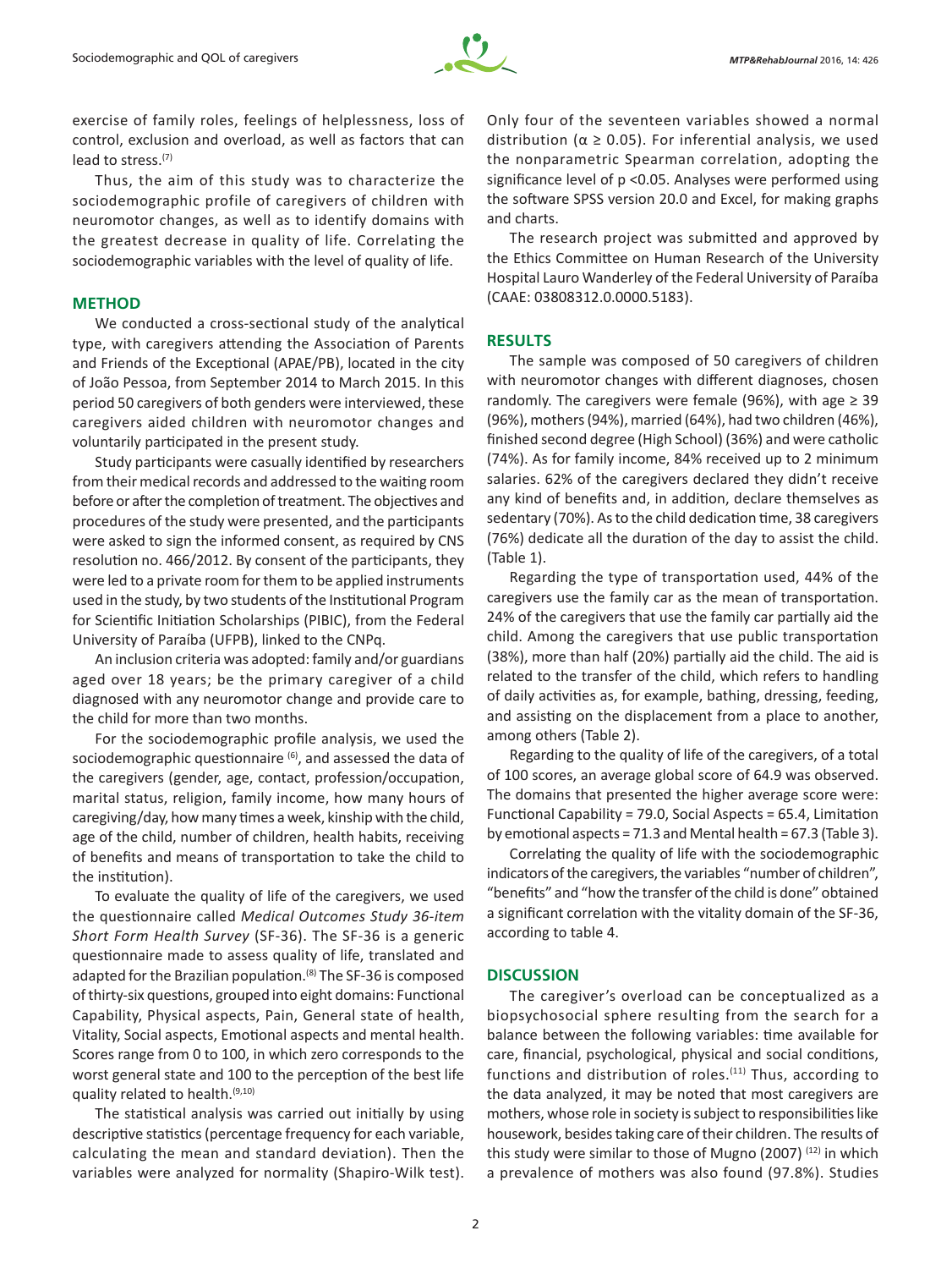exercise of family roles, feelings of helplessness, loss of control, exclusion and overload, as well as factors that can lead to stress.[7]

Thus, the aim of this study was to characterize the sociodemographic profile of caregivers of children with neuromotor changes, as well as to identify domains with the greatest decrease in quality of life. Correlating the sociodemographic variables with the level of quality of life.

## METHOD

We conducted a cross-sectional study of the analytical type, with caregivers attending the Association of Parents and Friends of the Exceptional (APAE/PB), located in the city of João Pessoa, from September 2014 to March 2015. In this period 50 caregivers of both genders were interviewed, these caregivers aided children with neuromotor changes and voluntarily participated in the present study.

Study participants were casually identified by researchers from their medical records and addressed to the waiting room before or after the completion of treatment. The objectives and procedures of the study were presented, and the participants were asked to sign the informed consent, as required by CNS resolution no. 466/2012. By consent of the participants, they were led to a private room for them to be applied instruments used in the study, by two students of the Institutional Program for Scientific Initiation Scholarships (PIBIC), from the Federal University of Paraíba (UFPB), linked to the CNPq.

An inclusion criteria was adopted: family and/or guardians aged over 18 years; be the primary caregiver of a child diagnosed with any neuromotor change and provide care to the child for more than two months.

For the sociodemographic profile analysis, we used the sociodemographic questionnaire [6], and assessed the data of the caregivers (gender, age, contact, profession/occupation, marital status, religion, family income, how many hours of caregiving/day, how many times a week, kinship with the child, age of the child, number of children, health habits, receiving of benefits and means of transportation to take the child to the institution).

To evaluate the quality of life of the caregivers, we used the questionnaire called *Medical Outcomes Study 36-item Short Form Health Survey* (SF-36). The SF-36 is a generic questionnaire made to assess quality of life, translated and adapted for the Brazilian population.[8] The SF-36 is composed of thirty-six questions, grouped into eight domains: Functional Capability, Physical aspects, Pain, General state of health, Vitality, Social aspects, Emotional aspects and mental health. Scores range from 0 to 100, in which zero corresponds to the worst general state and 100 to the perception of the best life quality related to health.[9,10]

The statistical analysis was carried out initially by using descriptive statistics (percentage frequency for each variable, calculating the mean and standard deviation). Then the variables were analyzed for normality (Shapiro-Wilk test). Only four of the seventeen variables showed a normal distribution ($\alpha \geq 0.05$). For inferential analysis, we used the nonparametric Spearman correlation, adopting the significance level of $p < 0.05$. Analyses were performed using the software SPSS version 20.0 and Excel, for making graphs and charts.

The research project was submitted and approved by the Ethics Committee on Human Research of the University Hospital Lauro Wanderley of the Federal University of Paraíba (CAAE: 03808312.0.0000.5183).

## RESULTS

The sample was composed of 50 caregivers of children with neuromotor changes with different diagnoses, chosen randomly. The caregivers were female (96%), with age ≥ 39 (96%), mothers (94%), married (64%), had two children (46%), finished second degree (High School) (36%) and were catholic (74%). As for family income, 84% received up to 2 minimum salaries. 62% of the caregivers declared they didn't receive any kind of benefits and, in addition, declare themselves as sedentary (70%). As to the child dedication time, 38 caregivers (76%) dedicate all the duration of the day to assist the child. (Table 1).

Regarding the type of transportation used, 44% of the caregivers use the family car as the mean of transportation. 24% of the caregivers that use the family car partially aid the child. Among the caregivers that use public transportation (38%), more than half (20%) partially aid the child. The aid is related to the transfer of the child, which refers to handling of daily activities as, for example, bathing, dressing, feeding, and assisting on the displacement from a place to another, among others (Table 2).

Regarding to the quality of life of the caregivers, of a total of 100 scores, an average global score of 64.9 was observed. The domains that presented the higher average score were: Functional Capability = 79.0, Social Aspects = 65.4, Limitation by emotional aspects = 71.3 and Mental health = 67.3 (Table 3).

Correlating the quality of life with the sociodemographic indicators of the caregivers, the variables "number of children", "benefits" and "how the transfer of the child is done" obtained a significant correlation with the vitality domain of the SF-36, according to table 4.

## DISCUSSION

The caregiver's overload can be conceptualized as a biopsychosocial sphere resulting from the search for a balance between the following variables: time available for care, financial, psychological, physical and social conditions, functions and distribution of roles.[11] Thus, according to the data analyzed, it may be noted that most caregivers are mothers, whose role in society is subject to responsibilities like housework, besides taking care of their children. The results of this study were similar to those of Mugno (2007) [12] in which a prevalence of mothers was also found (97.8%). Studies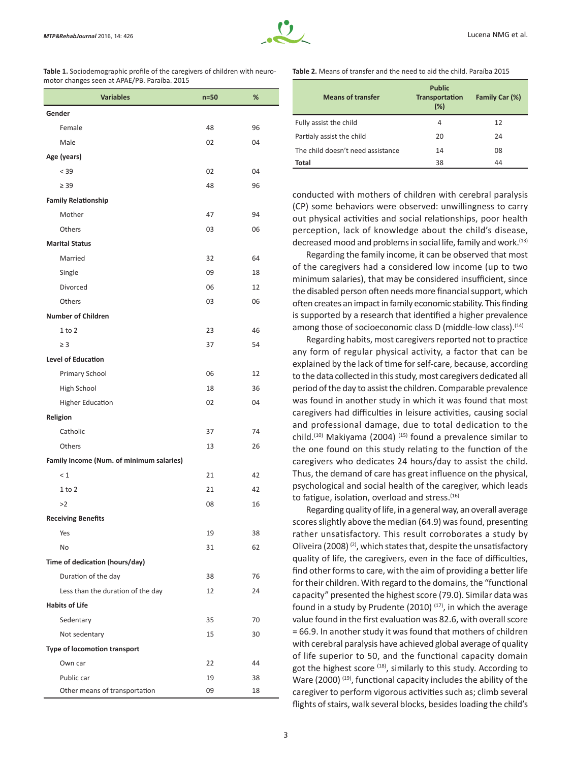**Table 1.** Sociodemographic profile of the caregivers of children with neuromotor changes seen at APAE/PB. Paraíba. 2015

| Variables | n=50 | % |
|---|---|---|
| **Gender** | | |
| Female | 48 | 96 |
| Male | 02 | 04 |
| **Age (years)** | | |
| < 39 | 02 | 04 |
| ≥ 39 | 48 | 96 |
| **Family Relationship** | | |
| Mother | 47 | 94 |
| Others | 03 | 06 |
| **Marital Status** | | |
| Married | 32 | 64 |
| Single | 09 | 18 |
| Divorced | 06 | 12 |
| Others | 03 | 06 |
| **Number of Children** | | |
| 1 to 2 | 23 | 46 |
| ≥ 3 | 37 | 54 |
| **Level of Education** | | |
| Primary School | 06 | 12 |
| High School | 18 | 36 |
| Higher Education | 02 | 04 |
| **Religion** | | |
| Catholic | 37 | 74 |
| Others | 13 | 26 |
| **Family Income (Num. of minimum salaries)** | | |
| < 1 | 21 | 42 |
| 1 to 2 | 21 | 42 |
| >2 | 08 | 16 |
| **Receiving Benefits** | | |
| Yes | 19 | 38 |
| No | 31 | 62 |
| **Time of dedication (hours/day)** | | |
| Duration of the day | 38 | 76 |
| Less than the duration of the day | 12 | 24 |
| **Habits of Life** | | |
| Sedentary | 35 | 70 |
| Not sedentary | 15 | 30 |
| **Type of locomotion transport** | | |
| Own car | 22 | 44 |
| Public car | 19 | 38 |
| Other means of transportation | 09 | 18 |

**Table 2.** Means of transfer and the need to aid the child. Paraíba 2015

| Means of transfer | Public Transportation (%) | Family Car (%) |
|---|---|---|
| Fully assist the child | 4 | 12 |
| Partialy assist the child | 20 | 24 |
| The child doesn't need assistance | 14 | 08 |
| **Total** | 38 | 44 |

conducted with mothers of children with cerebral paralysis (CP) some behaviors were observed: unwillingness to carry out physical activities and social relationships, poor health perception, lack of knowledge about the child's disease, decreased mood and problems in social life, family and work.[13]

Regarding the family income, it can be observed that most of the caregivers had a considered low income (up to two minimum salaries), that may be considered insufficient, since the disabled person often needs more financial support, which often creates an impact in family economic stability. This finding is supported by a research that identified a higher prevalence among those of socioeconomic class D (middle-low class).[14]

Regarding habits, most caregivers reported not to practice any form of regular physical activity, a factor that can be explained by the lack of time for self-care, because, according to the data collected in this study, most caregivers dedicated all period of the day to assist the children. Comparable prevalence was found in another study in which it was found that most caregivers had difficulties in leisure activities, causing social and professional damage, due to total dedication to the child.[10] Makiyama (2004) [15] found a prevalence similar to the one found on this study relating to the function of the caregivers who dedicates 24 hours/day to assist the child. Thus, the demand of care has great influence on the physical, psychological and social health of the caregiver, which leads to fatigue, isolation, overload and stress.[16]

Regarding quality of life, in a general way, an overall average scores slightly above the median (64.9) was found, presenting rather unsatisfactory. This result corroborates a study by Oliveira (2008) [2], which states that, despite the unsatisfactory quality of life, the caregivers, even in the face of difficulties, find other forms to care, with the aim of providing a better life for their children. With regard to the domains, the "functional capacity" presented the highest score (79.0). Similar data was found in a study by Prudente (2010) [17], in which the average value found in the first evaluation was 82.6, with overall score = 66.9. In another study it was found that mothers of children with cerebral paralysis have achieved global average of quality of life superior to 50, and the functional capacity domain got the highest score [18], similarly to this study. According to Ware (2000) [19], functional capacity includes the ability of the caregiver to perform vigorous activities such as; climb several flights of stairs, walk several blocks, besides loading the child's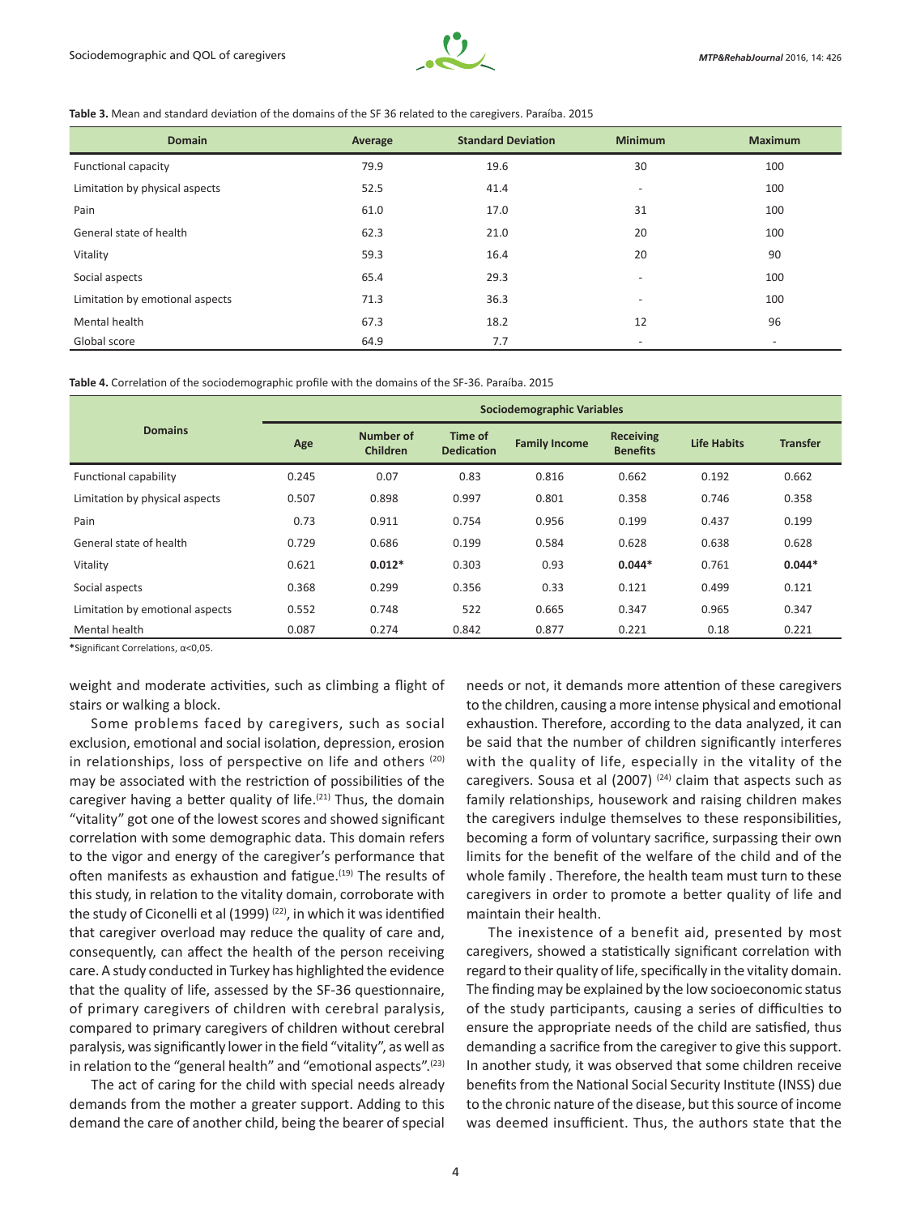**Table 3.** Mean and standard deviation of the domains of the SF 36 related to the caregivers. Paraíba. 2015

| Domain | Average | Standard Deviation | Minimum | Maximum |
|---|---|---|---|---|
| Functional capacity | 79.9 | 19.6 | 30 | 100 |
| Limitation by physical aspects | 52.5 | 41.4 | - | 100 |
| Pain | 61.0 | 17.0 | 31 | 100 |
| General state of health | 62.3 | 21.0 | 20 | 100 |
| Vitality | 59.3 | 16.4 | 20 | 90 |
| Social aspects | 65.4 | 29.3 | - | 100 |
| Limitation by emotional aspects | 71.3 | 36.3 | - | 100 |
| Mental health | 67.3 | 18.2 | 12 | 96 |
| Global score | 64.9 | 7.7 | - | - |

**Table 4.** Correlation of the sociodemographic profile with the domains of the SF-36. Paraíba. 2015

| Domains | Sociodemographic Variables | | | | | | |
|---|---|---|---|---|---|---|---|
| | Age | Number of Children | Time of Dedication | Family Income | Receiving Benefits | Life Habits | Transfer |
| Functional capability | 0.245 | 0.07 | 0.83 | 0.816 | 0.662 | 0.192 | 0.662 |
| Limitation by physical aspects | 0.507 | 0.898 | 0.997 | 0.801 | 0.358 | 0.746 | 0.358 |
| Pain | 0.73 | 0.911 | 0.754 | 0.956 | 0.199 | 0.437 | 0.199 |
| General state of health | 0.729 | 0.686 | 0.199 | 0.584 | 0.628 | 0.638 | 0.628 |
| Vitality | 0.621 | **0.012*** | 0.303 | 0.93 | **0.044*** | 0.761 | **0.044*** |
| Social aspects | 0.368 | 0.299 | 0.356 | 0.33 | 0.121 | 0.499 | 0.121 |
| Limitation by emotional aspects | 0.552 | 0.748 | 522 | 0.665 | 0.347 | 0.965 | 0.347 |
| Mental health | 0.087 | 0.274 | 0.842 | 0.877 | 0.221 | 0.18 | 0.221 |

*Significant Correlations, α<0,05.

weight and moderate activities, such as climbing a flight of stairs or walking a block.

Some problems faced by caregivers, such as social exclusion, emotional and social isolation, depression, erosion in relationships, loss of perspective on life and others [20] may be associated with the restriction of possibilities of the caregiver having a better quality of life.[21] Thus, the domain "vitality" got one of the lowest scores and showed significant correlation with some demographic data. This domain refers to the vigor and energy of the caregiver's performance that often manifests as exhaustion and fatigue.[19] The results of this study, in relation to the vitality domain, corroborate with the study of Ciconelli et al (1999) [22], in which it was identified that caregiver overload may reduce the quality of care and, consequently, can affect the health of the person receiving care. A study conducted in Turkey has highlighted the evidence that the quality of life, assessed by the SF-36 questionnaire, of primary caregivers of children with cerebral paralysis, compared to primary caregivers of children without cerebral paralysis, was significantly lower in the field "vitality", as well as in relation to the "general health" and "emotional aspects".[23]

The act of caring for the child with special needs already demands from the mother a greater support. Adding to this demand the care of another child, being the bearer of special needs or not, it demands more attention of these caregivers to the children, causing a more intense physical and emotional exhaustion. Therefore, according to the data analyzed, it can be said that the number of children significantly interferes with the quality of life, especially in the vitality of the caregivers. Sousa et al (2007) [24] claim that aspects such as family relationships, housework and raising children makes the caregivers indulge themselves to these responsibilities, becoming a form of voluntary sacrifice, surpassing their own limits for the benefit of the welfare of the child and of the whole family . Therefore, the health team must turn to these caregivers in order to promote a better quality of life and maintain their health.

The inexistence of a benefit aid, presented by most caregivers, showed a statistically significant correlation with regard to their quality of life, specifically in the vitality domain. The finding may be explained by the low socioeconomic status of the study participants, causing a series of difficulties to ensure the appropriate needs of the child are satisfied, thus demanding a sacrifice from the caregiver to give this support. In another study, it was observed that some children receive benefits from the National Social Security Institute (INSS) due to the chronic nature of the disease, but this source of income was deemed insufficient. Thus, the authors state that the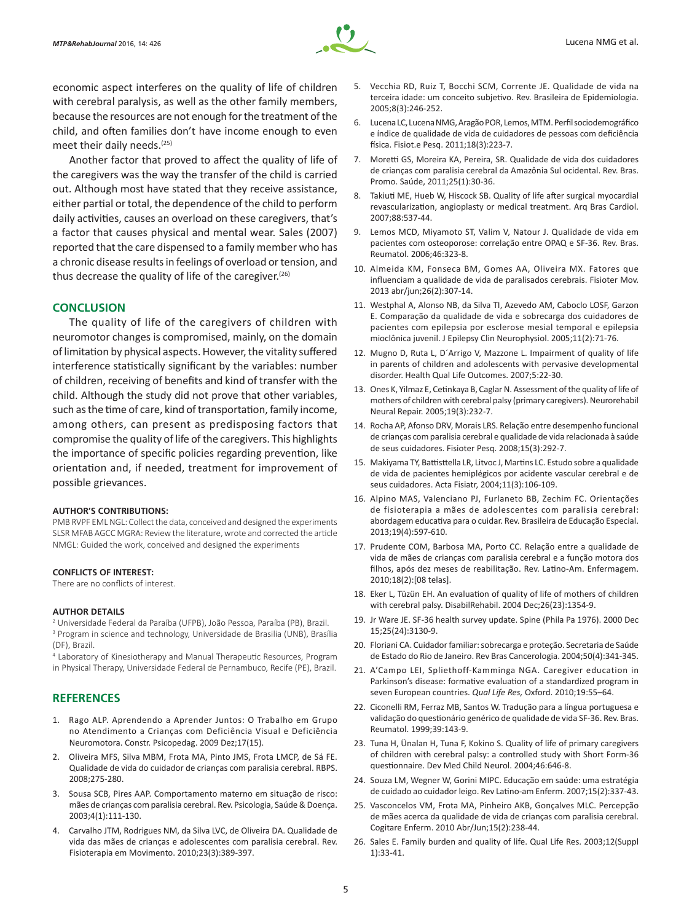economic aspect interferes on the quality of life of children with cerebral paralysis, as well as the other family members, because the resources are not enough for the treatment of the child, and often families don't have income enough to even meet their daily needs.[25]

Another factor that proved to affect the quality of life of the caregivers was the way the transfer of the child is carried out. Although most have stated that they receive assistance, either partial or total, the dependence of the child to perform daily activities, causes an overload on these caregivers, that's a factor that causes physical and mental wear. Sales (2007) reported that the care dispensed to a family member who has a chronic disease results in feelings of overload or tension, and thus decrease the quality of life of the caregiver.[26]

## CONCLUSION

The quality of life of the caregivers of children with neuromotor changes is compromised, mainly, on the domain of limitation by physical aspects. However, the vitality suffered interference statistically significant by the variables: number of children, receiving of benefits and kind of transfer with the child. Although the study did not prove that other variables, such as the time of care, kind of transportation, family income, among others, can present as predisposing factors that compromise the quality of life of the caregivers. This highlights the importance of specific policies regarding prevention, like orientation and, if needed, treatment for improvement of possible grievances.

**AUTHOR'S CONTRIBUTIONS:**

PMB RVPF EML NGL: Collect the data, conceived and designed the experiments
SLSR MFAB AGCC MGRA: Review the literature, wrote and corrected the article
NMGL: Guided the work, conceived and designed the experiments

**CONFLICTS OF INTEREST:**

There are no conflicts of interest.

**AUTHOR DETAILS**

[2] Universidade Federal da Paraíba (UFPB), João Pessoa, Paraíba (PB), Brazil.
[3] Program in science and technology, Universidade de Brasilia (UNB), Brasília (DF), Brazil.
[4] Laboratory of Kinesiotherapy and Manual Therapeutic Resources, Program in Physical Therapy, Universidade Federal de Pernambuco, Recife (PE), Brazil.

## REFERENCES

1. Rago ALP. Aprendendo a Aprender Juntos: O Trabalho em Grupo no Atendimento a Crianças com Deficiência Visual e Deficiência Neuromotora. Constr. Psicopedag. 2009 Dez;17(15).
2. Oliveira MFS, Silva MBM, Frota MA, Pinto JMS, Frota LMCP, de Sá FE. Qualidade de vida do cuidador de crianças com paralisia cerebral. RBPS. 2008;275-280.
3. Sousa SCB, Pires AAP. Comportamento materno em situação de risco: mães de crianças com paralisia cerebral. Rev. Psicologia, Saúde & Doença. 2003;4(1):111-130.
4. Carvalho JTM, Rodrigues NM, da Silva LVC, de Oliveira DA. Qualidade de vida das mães de crianças e adolescentes com paralisia cerebral. Rev. Fisioterapia em Movimento. 2010;23(3):389-397.
5. Vecchia RD, Ruiz T, Bocchi SCM, Corrente JE. Qualidade de vida na terceira idade: um conceito subjetivo. Rev. Brasileira de Epidemiologia. 2005;8(3):246-252.
6. Lucena LC, Lucena NMG, Aragão POR, Lemos, MTM. Perfil sociodemográfico e índice de qualidade de vida de cuidadores de pessoas com deficiência física. Fisiot.e Pesq. 2011;18(3):223-7.
7. Moretti GS, Moreira KA, Pereira, SR. Qualidade de vida dos cuidadores de crianças com paralisia cerebral da Amazônia Sul ocidental. Rev. Bras. Promo. Saúde, 2011;25(1):30-36.
8. Takiuti ME, Hueb W, Hiscock SB. Quality of life after surgical myocardial revascularization, angioplasty or medical treatment. Arq Bras Cardiol. 2007;88:537-44.
9. Lemos MCD, Miyamoto ST, Valim V, Natour J. Qualidade de vida em pacientes com osteoporose: correlação entre OPAQ e SF-36. Rev. Bras. Reumatol. 2006;46:323-8.
10. Almeida KM, Fonseca BM, Gomes AA, Oliveira MX. Fatores que influenciam a qualidade de vida de paralisados cerebrais. Fisioter Mov. 2013 abr/jun;26(2):307-14.
11. Westphal A, Alonso NB, da Silva TI, Azevedo AM, Caboclo LOSF, Garzon E. Comparação da qualidade de vida e sobrecarga dos cuidadores de pacientes com epilepsia por esclerose mesial temporal e epilepsia mioclônica juvenil. J Epilepsy Clin Neurophysiol. 2005;11(2):71-76.
12. Mugno D, Ruta L, D´Arrigo V, Mazzone L. Impairment of quality of life in parents of children and adolescents with pervasive developmental disorder. Health Qual Life Outcomes. 2007;5:22-30.
13. Ones K, Yilmaz E, Cetinkaya B, Caglar N. Assessment of the quality of life of mothers of children with cerebral palsy (primary caregivers). Neurorehabil Neural Repair. 2005;19(3):232-7.
14. Rocha AP, Afonso DRV, Morais LRS. Relação entre desempenho funcional de crianças com paralisia cerebral e qualidade de vida relacionada à saúde de seus cuidadores. Fisioter Pesq. 2008;15(3):292-7.
15. Makiyama TY, Battisttella LR, Litvoc J, Martins LC. Estudo sobre a qualidade de vida de pacientes hemiplégicos por acidente vascular cerebral e de seus cuidadores. Acta Fisiatr, 2004;11(3):106-109.
16. Alpino MAS, Valenciano PJ, Furlaneto BB, Zechim FC. Orientações de fisioterapia a mães de adolescentes com paralisia cerebral: abordagem educativa para o cuidar. Rev. Brasileira de Educação Especial. 2013;19(4):597-610.
17. Prudente COM, Barbosa MA, Porto CC. Relação entre a qualidade de vida de mães de crianças com paralisia cerebral e a função motora dos filhos, após dez meses de reabilitação. Rev. Latino-Am. Enfermagem. 2010;18(2):[08 telas].
18. Eker L, Tüzün EH. An evaluation of quality of life of mothers of children with cerebral palsy. DisabilRehabil. 2004 Dec;26(23):1354-9.
19. Jr Ware JE. SF-36 health survey update. Spine (Phila Pa 1976). 2000 Dec 15;25(24):3130-9.
20. Floriani CA. Cuidador familiar: sobrecarga e proteção. Secretaria de Saúde de Estado do Rio de Janeiro. Rev Bras Cancerologia. 2004;50(4):341-345.
21. A'Campo LEI, Spliethoff-Kamminga NGA. Caregiver education in Parkinson's disease: formative evaluation of a standardized program in seven European countries. *Qual Life Res,* Oxford. 2010;19:55–64.
22. Ciconelli RM, Ferraz MB, Santos W. Tradução para a língua portuguesa e validação do questionário genérico de qualidade de vida SF-36. Rev. Bras. Reumatol. 1999;39:143-9.
23. Tuna H, Ünalan H, Tuna F, Kokino S. Quality of life of primary caregivers of children with cerebral palsy: a controlled study with Short Form-36 questionnaire. Dev Med Child Neurol. 2004;46:646-8.
24. Souza LM, Wegner W, Gorini MIPC. Educação em saúde: uma estratégia de cuidado ao cuidador leigo. Rev Latino-am Enferm. 2007;15(2):337-43.
25. Vasconcelos VM, Frota MA, Pinheiro AKB, Gonçalves MLC. Percepção de mães acerca da qualidade de vida de crianças com paralisia cerebral. Cogitare Enferm. 2010 Abr/Jun;15(2):238-44.
26. Sales E. Family burden and quality of life. Qual Life Res. 2003;12(Suppl 1):33-41.